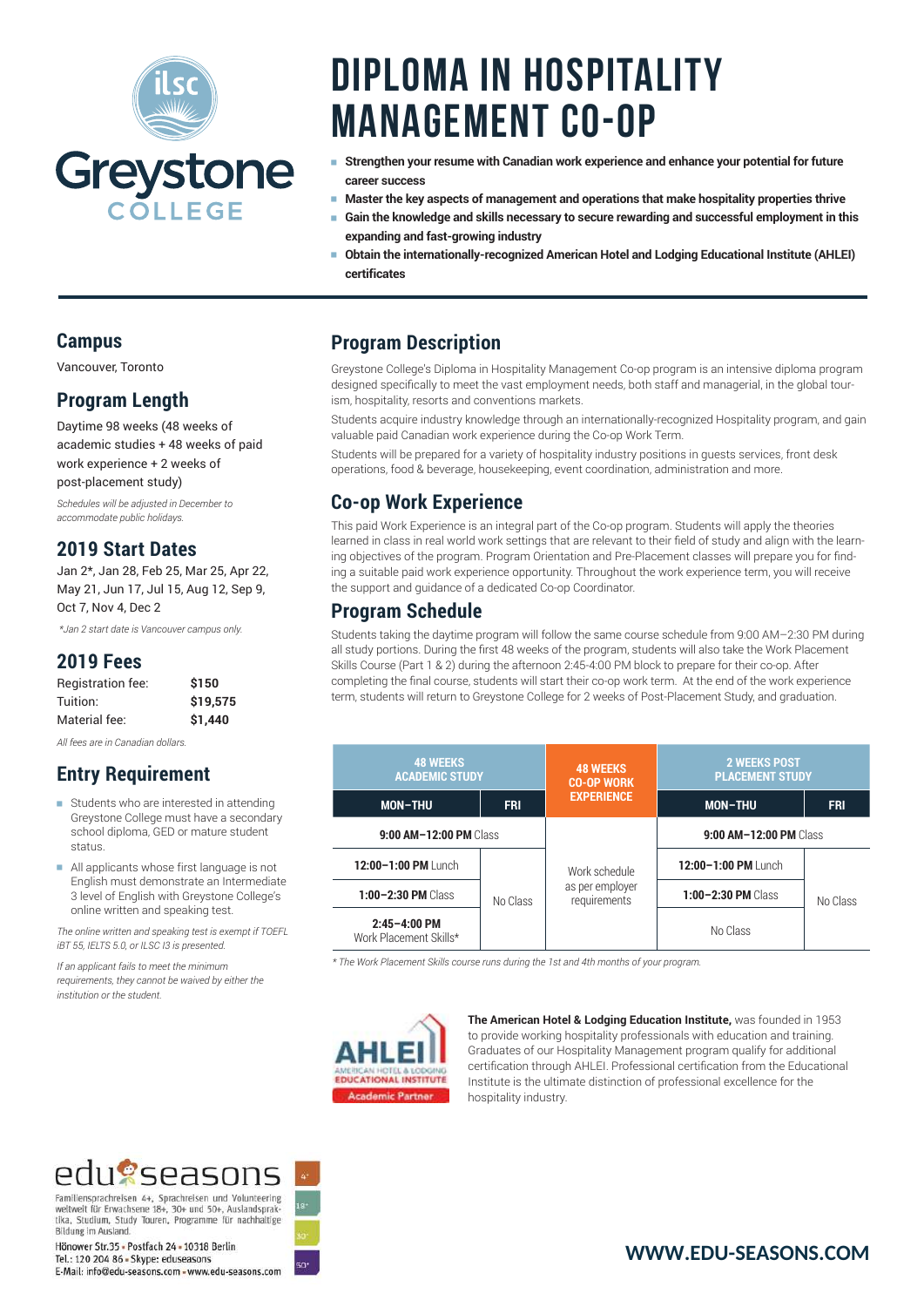# DIPLOMA IN HOSPITALITY MANAGEMENT CO-OP

- **Strengthen your resume with Canadian work experience and enhance your potential for future career success**
- **Master the key aspects of management and operations that make hospitality properties thrive**
- **Gain the knowledge and skills necessary to secure rewarding and successful employment in this expanding and fast-growing industry**
- **Obtain the internationally-recognized American Hotel and Lodging Educational Institute (AHLEI) certificates**

## Campus

Vancouver, Toronto

## Program Length

Daytime 98 weeks (48 weeks of academic studies + 48 weeks of paid work experience + 2 weeks of post-placement study)

*Schedules will be adjusted in December to accommodate public holidays.*

## 2019 Start Dates

Jan 2*, Jan 28, Feb 25, Mar 25, Apr 22, May 21, Jun 17, Jul 15, Aug 12, Sep 9, Oct 7, Nov 4, Dec 2

*\*Jan 2 start date is Vancouver campus only.*

## 2019 Fees

| | |
|---|---|
| Registration fee: | **$150** |
| Tuition: | **$19,575** |
| Material fee: | **$1,440** |

*All fees are in Canadian dollars.*

## Entry Requirement

- Students who are interested in attending Greystone College must have a secondary school diploma, GED or mature student status.
- All applicants whose first language is not English must demonstrate an Intermediate 3 level of English with Greystone College's online written and speaking test.

*The online written and speaking test is exempt if TOEFL iBT 55, IELTS 5.0, or ILSC I3 is presented.*

*If an applicant fails to meet the minimum requirements, they cannot be waived by either the institution or the student.*

## Program Description

Greystone College's Diploma in Hospitality Management Co-op program is an intensive diploma program designed specifically to meet the vast employment needs, both staff and managerial, in the global tourism, hospitality, resorts and conventions markets.

Students acquire industry knowledge through an internationally-recognized Hospitality program, and gain valuable paid Canadian work experience during the Co-op Work Term.

Students will be prepared for a variety of hospitality industry positions in guests services, front desk operations, food & beverage, housekeeping, event coordination, administration and more.

## Co-op Work Experience

This paid Work Experience is an integral part of the Co-op program. Students will apply the theories learned in class in real world work settings that are relevant to their field of study and align with the learning objectives of the program. Program Orientation and Pre-Placement classes will prepare you for finding a suitable paid work experience opportunity. Throughout the work experience term, you will receive the support and guidance of a dedicated Co-op Coordinator.

## Program Schedule

Students taking the daytime program will follow the same course schedule from 9:00 AM–2:30 PM during all study portions. During the first 48 weeks of the program, students will also take the Work Placement Skills Course (Part 1 & 2) during the afternoon 2:45-4:00 PM block to prepare for their co-op. After completing the final course, students will start their co-op work term. At the end of the work experience term, students will return to Greystone College for 2 weeks of Post-Placement Study, and graduation.

| 48 WEEKS ACADEMIC STUDY | | 48 WEEKS CO-OP WORK EXPERIENCE | 2 WEEKS POST PLACEMENT STUDY | |
|---|---|---|---|---|
| **MON–THU** | **FRI** | | **MON–THU** | **FRI** |
| **9:00 AM–12:00 PM** Class | | Work schedule as per employer requirements | **9:00 AM–12:00 PM** Class | |
| **12:00–1:00 PM** Lunch | No Class | | **12:00–1:00 PM** Lunch | No Class |
| **1:00–2:30 PM** Class | | | **1:00–2:30 PM** Class | |
| **2:45–4:00 PM** Work Placement Skills* | | | No Class | |

*\* The Work Placement Skills course runs during the 1st and 4th months of your program.*

**The American Hotel & Lodging Education Institute,** was founded in 1953 to provide working hospitality professionals with education and training. Graduates of our Hospitality Management program qualify for additional certification through AHLEI. Professional certification from the Educational Institute is the ultimate distinction of professional excellence for the hospitality industry.

edu seasons

Familiensprachreisen 4+, Sprachreisen und Volunteering weltweit für Erwachsene 18+, 30+ und 50+, Auslandspraktika, Studium, Study Touren, Programme für nachhaltige Bildung im Ausland.

Hönower Str.35 • Postfach 24 • 10318 Berlin
Tel.: 120 204 86 • Skype: eduseasons
E-Mail: info@edu-seasons.com • www.edu-seasons.com

**WWW.EDU-SEASONS.COM**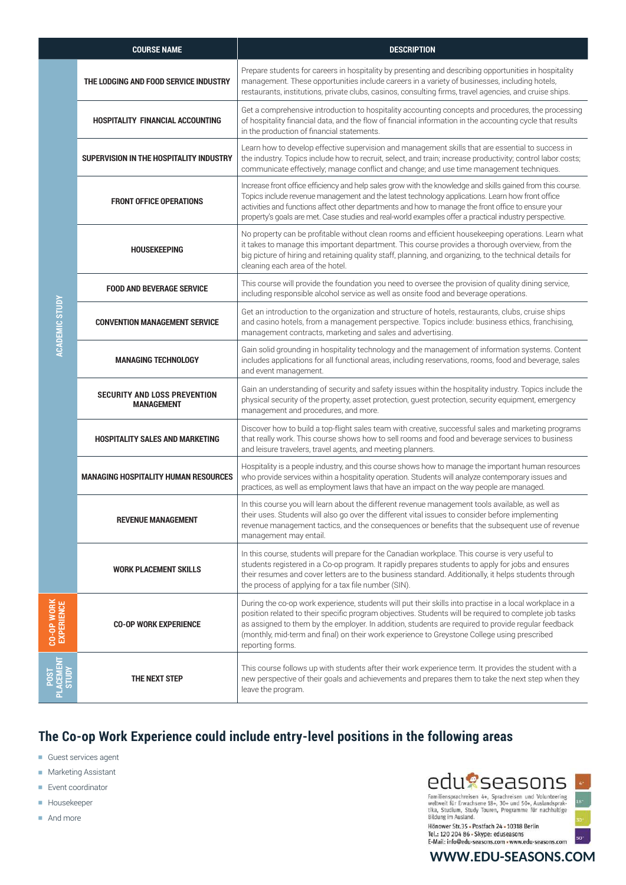| | COURSE NAME | DESCRIPTION |
|---|---|---|
| ACADEMIC STUDY | THE LODGING AND FOOD SERVICE INDUSTRY | Prepare students for careers in hospitality by presenting and describing opportunities in hospitality management. These opportunities include careers in a variety of businesses, including hotels, restaurants, institutions, private clubs, casinos, consulting firms, travel agencies, and cruise ships. |
| | HOSPITALITY FINANCIAL ACCOUNTING | Get a comprehensive introduction to hospitality accounting concepts and procedures, the processing of hospitality financial data, and the flow of financial information in the accounting cycle that results in the production of financial statements. |
| | SUPERVISION IN THE HOSPITALITY INDUSTRY | Learn how to develop effective supervision and management skills that are essential to success in the industry. Topics include how to recruit, select, and train; increase productivity; control labor costs; communicate effectively; manage conflict and change; and use time management techniques. |
| | FRONT OFFICE OPERATIONS | Increase front office efficiency and help sales grow with the knowledge and skills gained from this course. Topics include revenue management and the latest technology applications. Learn how front office activities and functions affect other departments and how to manage the front office to ensure your property's goals are met. Case studies and real-world examples offer a practical industry perspective. |
| | HOUSEKEEPING | No property can be profitable without clean rooms and efficient housekeeping operations. Learn what it takes to manage this important department. This course provides a thorough overview, from the big picture of hiring and retaining quality staff, planning, and organizing, to the technical details for cleaning each area of the hotel. |
| | FOOD AND BEVERAGE SERVICE | This course will provide the foundation you need to oversee the provision of quality dining service, including responsible alcohol service as well as onsite food and beverage operations. |
| | CONVENTION MANAGEMENT SERVICE | Get an introduction to the organization and structure of hotels, restaurants, clubs, cruise ships and casino hotels, from a management perspective. Topics include: business ethics, franchising, management contracts, marketing and sales and advertising. |
| | MANAGING TECHNOLOGY | Gain solid grounding in hospitality technology and the management of information systems. Content includes applications for all functional areas, including reservations, rooms, food and beverage, sales and event management. |
| | SECURITY AND LOSS PREVENTION MANAGEMENT | Gain an understanding of security and safety issues within the hospitality industry. Topics include the physical security of the property, asset protection, guest protection, security equipment, emergency management and procedures, and more. |
| | HOSPITALITY SALES AND MARKETING | Discover how to build a top-flight sales team with creative, successful sales and marketing programs that really work. This course shows how to sell rooms and food and beverage services to business and leisure travelers, travel agents, and meeting planners. |
| | MANAGING HOSPITALITY HUMAN RESOURCES | Hospitality is a people industry, and this course shows how to manage the important human resources who provide services within a hospitality operation. Students will analyze contemporary issues and practices, as well as employment laws that have an impact on the way people are managed. |
| | REVENUE MANAGEMENT | In this course you will learn about the different revenue management tools available, as well as their uses. Students will also go over the different vital issues to consider before implementing revenue management tactics, and the consequences or benefits that the subsequent use of revenue management may entail. |
| | WORK PLACEMENT SKILLS | In this course, students will prepare for the Canadian workplace. This course is very useful to students registered in a Co-op program. It rapidly prepares students to apply for jobs and ensures their resumes and cover letters are to the business standard. Additionally, it helps students through the process of applying for a tax file number (SIN). |
| CO-OP WORK EXPERIENCE | CO-OP WORK EXPERIENCE | During the co-op work experience, students will put their skills into practise in a local workplace in a position related to their specific program objectives. Students will be required to complete job tasks as assigned to them by the employer. In addition, students are required to provide regular feedback (monthly, mid-term and final) on their work experience to Greystone College using prescribed reporting forms. |
| POST PLACEMENT STUDY | THE NEXT STEP | This course follows up with students after their work experience term. It provides the student with a new perspective of their goals and achievements and prepares them to take the next step when they leave the program. |

## The Co-op Work Experience could include entry-level positions in the following areas

- Guest services agent
- Marketing Assistant
- Event coordinator
- Housekeeper
- And more

edu seasons

Familiensprachreisen 4+, Sprachreisen und Volunteering weltweit für Erwachsene 18+, 30+ und 50+, Auslandspraktika, Studium, Study Touren, Programme für nachhaltige Bildung im Ausland.

Hönower Str.35 • Postfach 24 • 10318 Berlin
Tel.: 120 204 86 • Skype: eduseasons
E-Mail: info@edu-seasons.com • www.edu-seasons.com

WWW.EDU-SEASONS.COM